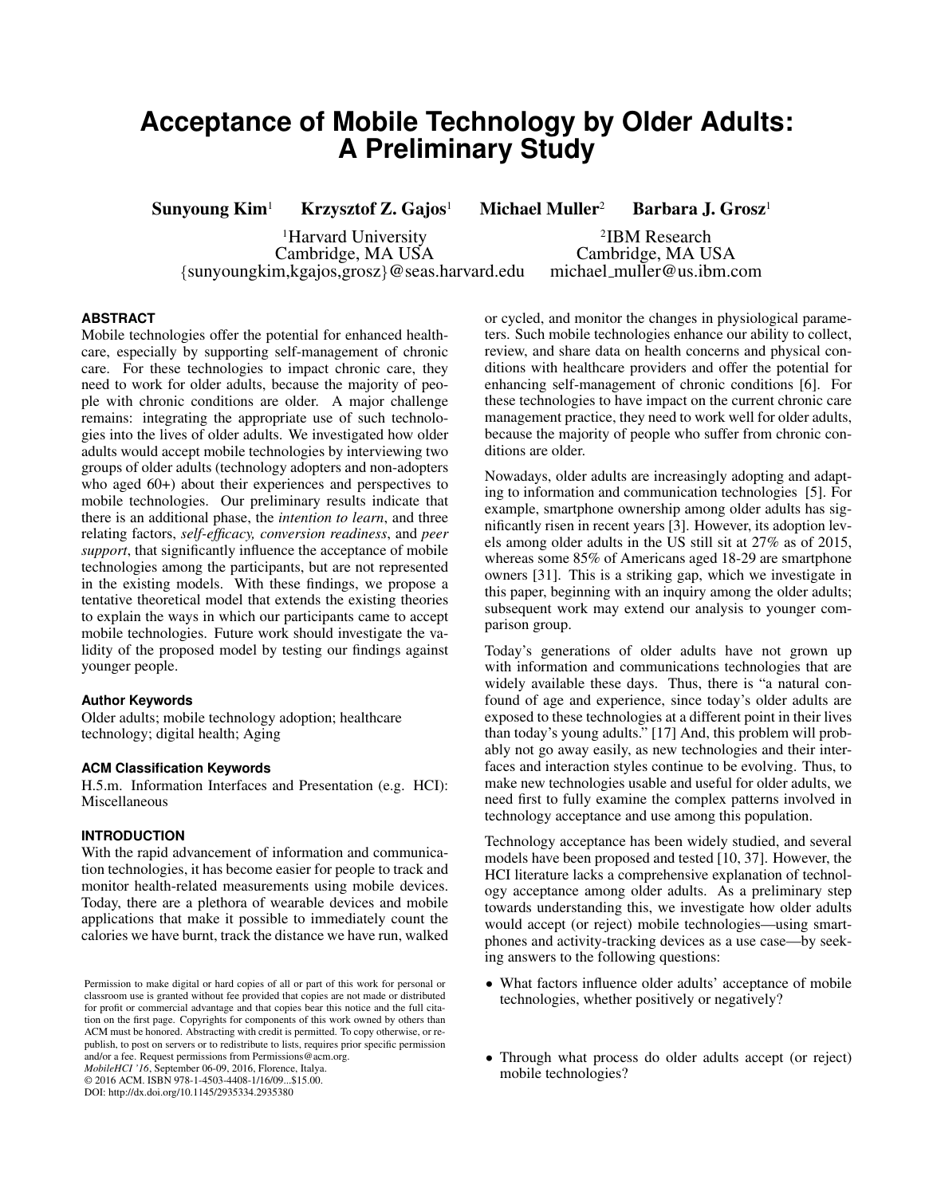# Acceptance of Mobile Technology by Older Adults: A Preliminary Study

**Sunyoung Kim**[1] **Krzysztof Z. Gajos**[1] **Michael Muller**[2] **Barbara J. Grosz**[1]

[1]Harvard University
Cambridge, MA USA
{sunyoungkim,kgajos,grosz}@seas.harvard.edu

[2]IBM Research
Cambridge, MA USA
michael_muller@us.ibm.com

## ABSTRACT

Mobile technologies offer the potential for enhanced healthcare, especially by supporting self-management of chronic care. For these technologies to impact chronic care, they need to work for older adults, because the majority of people with chronic conditions are older. A major challenge remains: integrating the appropriate use of such technologies into the lives of older adults. We investigated how older adults would accept mobile technologies by interviewing two groups of older adults (technology adopters and non-adopters who aged 60+) about their experiences and perspectives to mobile technologies. Our preliminary results indicate that there is an additional phase, the *intention to learn*, and three relating factors, *self-efficacy, conversion readiness*, and *peer support*, that significantly influence the acceptance of mobile technologies among the participants, but are not represented in the existing models. With these findings, we propose a tentative theoretical model that extends the existing theories to explain the ways in which our participants came to accept mobile technologies. Future work should investigate the validity of the proposed model by testing our findings against younger people.

### Author Keywords

Older adults; mobile technology adoption; healthcare technology; digital health; Aging

### ACM Classification Keywords

H.5.m. Information Interfaces and Presentation (e.g. HCI): Miscellaneous

## INTRODUCTION

With the rapid advancement of information and communication technologies, it has become easier for people to track and monitor health-related measurements using mobile devices. Today, there are a plethora of wearable devices and mobile applications that make it possible to immediately count the calories we have burnt, track the distance we have run, walked or cycled, and monitor the changes in physiological parameters. Such mobile technologies enhance our ability to collect, review, and share data on health concerns and physical conditions with healthcare providers and offer the potential for enhancing self-management of chronic conditions [6]. For these technologies to have impact on the current chronic care management practice, they need to work well for older adults, because the majority of people who suffer from chronic conditions are older.

Nowadays, older adults are increasingly adopting and adapting to information and communication technologies [5]. For example, smartphone ownership among older adults has significantly risen in recent years [3]. However, its adoption levels among older adults in the US still sit at 27% as of 2015, whereas some 85% of Americans aged 18-29 are smartphone owners [31]. This is a striking gap, which we investigate in this paper, beginning with an inquiry among the older adults; subsequent work may extend our analysis to younger comparison group.

Today's generations of older adults have not grown up with information and communications technologies that are widely available these days. Thus, there is "a natural confound of age and experience, since today's older adults are exposed to these technologies at a different point in their lives than today's young adults." [17] And, this problem will probably not go away easily, as new technologies and their interfaces and interaction styles continue to be evolving. Thus, to make new technologies usable and useful for older adults, we need first to fully examine the complex patterns involved in technology acceptance and use among this population.

Technology acceptance has been widely studied, and several models have been proposed and tested [10, 37]. However, the HCI literature lacks a comprehensive explanation of technology acceptance among older adults. As a preliminary step towards understanding this, we investigate how older adults would accept (or reject) mobile technologies—using smartphones and activity-tracking devices as a use case—by seeking answers to the following questions:

- What factors influence older adults' acceptance of mobile technologies, whether positively or negatively?
- Through what process do older adults accept (or reject) mobile technologies?

Permission to make digital or hard copies of all or part of this work for personal or classroom use is granted without fee provided that copies are not made or distributed for profit or commercial advantage and that copies bear this notice and the full citation on the first page. Copyrights for components of this work owned by others than ACM must be honored. Abstracting with credit is permitted. To copy otherwise, or republish, to post on servers or to redistribute to lists, requires prior specific permission and/or a fee. Request permissions from Permissions@acm.org.
*MobileHCI '16*, September 06-09, 2016, Florence, Italya.
© 2016 ACM. ISBN 978-1-4503-4408-1/16/09...$15.00.
DOI: http://dx.doi.org/10.1145/2935334.2935380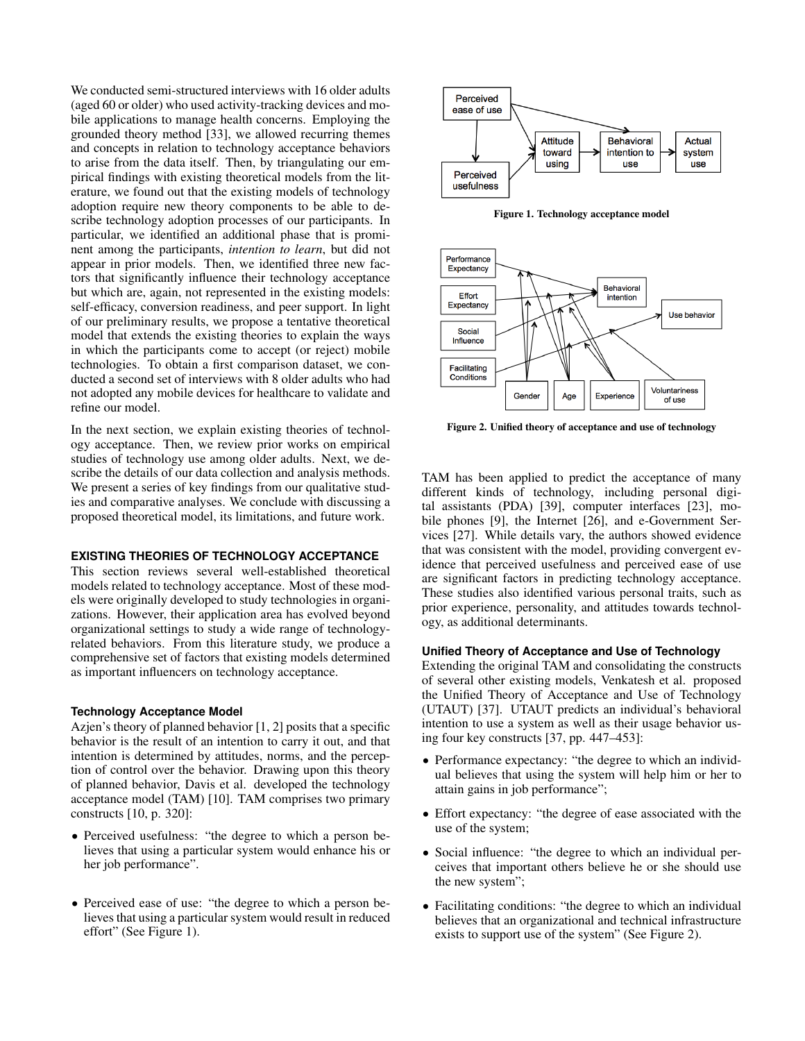We conducted semi-structured interviews with 16 older adults (aged 60 or older) who used activity-tracking devices and mobile applications to manage health concerns. Employing the grounded theory method [33], we allowed recurring themes and concepts in relation to technology acceptance behaviors to arise from the data itself. Then, by triangulating our empirical findings with existing theoretical models from the literature, we found out that the existing models of technology adoption require new theory components to be able to describe technology adoption processes of our participants. In particular, we identified an additional phase that is prominent among the participants, *intention to learn*, but did not appear in prior models. Then, we identified three new factors that significantly influence their technology acceptance but which are, again, not represented in the existing models: self-efficacy, conversion readiness, and peer support. In light of our preliminary results, we propose a tentative theoretical model that extends the existing theories to explain the ways in which the participants come to accept (or reject) mobile technologies. To obtain a first comparison dataset, we conducted a second set of interviews with 8 older adults who had not adopted any mobile devices for healthcare to validate and refine our model.

In the next section, we explain existing theories of technology acceptance. Then, we review prior works on empirical studies of technology use among older adults. Next, we describe the details of our data collection and analysis methods. We present a series of key findings from our qualitative studies and comparative analyses. We conclude with discussing a proposed theoretical model, its limitations, and future work.

## EXISTING THEORIES OF TECHNOLOGY ACCEPTANCE

This section reviews several well-established theoretical models related to technology acceptance. Most of these models were originally developed to study technologies in organizations. However, their application area has evolved beyond organizational settings to study a wide range of technology-related behaviors. From this literature study, we produce a comprehensive set of factors that existing models determined as important influencers on technology acceptance.

### Technology Acceptance Model

Azjen's theory of planned behavior [1, 2] posits that a specific behavior is the result of an intention to carry it out, and that intention is determined by attitudes, norms, and the perception of control over the behavior. Drawing upon this theory of planned behavior, Davis et al. developed the technology acceptance model (TAM) [10]. TAM comprises two primary constructs [10, p. 320]:

- Perceived usefulness: "the degree to which a person believes that using a particular system would enhance his or her job performance".
- Perceived ease of use: "the degree to which a person believes that using a particular system would result in reduced effort" (See Figure 1).

Perceived ease of use
Perceived usefulness
Attitude toward using
Behavioral intention to use
Actual system use

**Figure 1. Technology acceptance model**

Performance Expectancy
Effort Expectancy
Social Influence
Facilitating Conditions
Behavioral intention
Use behavior
Gender
Age
Experience
Voluntariness of use

**Figure 2. Unified theory of acceptance and use of technology**

TAM has been applied to predict the acceptance of many different kinds of technology, including personal digital assistants (PDA) [39], computer interfaces [23], mobile phones [9], the Internet [26], and e-Government Services [27]. While details vary, the authors showed evidence that was consistent with the model, providing convergent evidence that perceived usefulness and perceived ease of use are significant factors in predicting technology acceptance. These studies also identified various personal traits, such as prior experience, personality, and attitudes towards technology, as additional determinants.

### Unified Theory of Acceptance and Use of Technology

Extending the original TAM and consolidating the constructs of several other existing models, Venkatesh et al. proposed the Unified Theory of Acceptance and Use of Technology (UTAUT) [37]. UTAUT predicts an individual's behavioral intention to use a system as well as their usage behavior using four key constructs [37, pp. 447–453]:

- Performance expectancy: "the degree to which an individual believes that using the system will help him or her to attain gains in job performance";
- Effort expectancy: "the degree of ease associated with the use of the system;
- Social influence: "the degree to which an individual perceives that important others believe he or she should use the new system";
- Facilitating conditions: "the degree to which an individual believes that an organizational and technical infrastructure exists to support use of the system" (See Figure 2).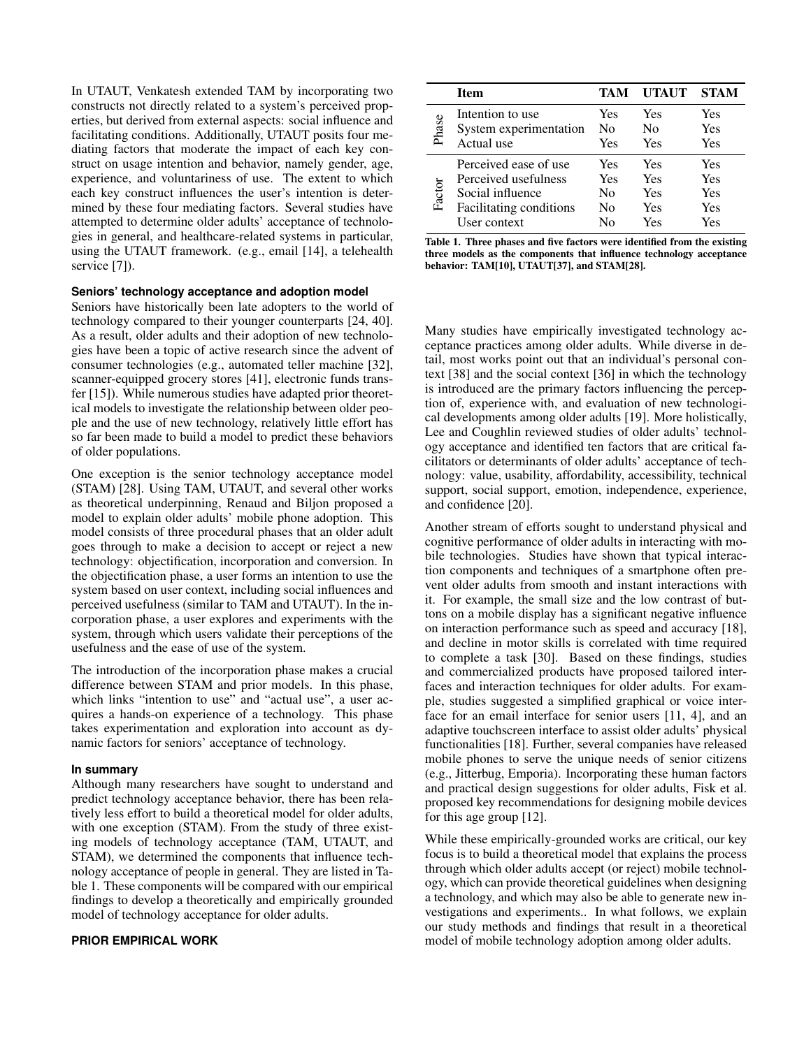In UTAUT, Venkatesh extended TAM by incorporating two constructs not directly related to a system's perceived properties, but derived from external aspects: social influence and facilitating conditions. Additionally, UTAUT posits four mediating factors that moderate the impact of each key construct on usage intention and behavior, namely gender, age, experience, and voluntariness of use. The extent to which each key construct influences the user's intention is determined by these four mediating factors. Several studies have attempted to determine older adults' acceptance of technologies in general, and healthcare-related systems in particular, using the UTAUT framework. (e.g., email [14], a telehealth service [7]).

### Seniors' technology acceptance and adoption model

Seniors have historically been late adopters to the world of technology compared to their younger counterparts [24, 40]. As a result, older adults and their adoption of new technologies have been a topic of active research since the advent of consumer technologies (e.g., automated teller machine [32], scanner-equipped grocery stores [41], electronic funds transfer [15]). While numerous studies have adapted prior theoretical models to investigate the relationship between older people and the use of new technology, relatively little effort has so far been made to build a model to predict these behaviors of older populations.

One exception is the senior technology acceptance model (STAM) [28]. Using TAM, UTAUT, and several other works as theoretical underpinning, Renaud and Biljon proposed a model to explain older adults' mobile phone adoption. This model consists of three procedural phases that an older adult goes through to make a decision to accept or reject a new technology: objectification, incorporation and conversion. In the objectification phase, a user forms an intention to use the system based on user context, including social influences and perceived usefulness (similar to TAM and UTAUT). In the incorporation phase, a user explores and experiments with the system, through which users validate their perceptions of the usefulness and the ease of use of the system.

The introduction of the incorporation phase makes a crucial difference between STAM and prior models. In this phase, which links "intention to use" and "actual use", a user acquires a hands-on experience of a technology. This phase takes experimentation and exploration into account as dynamic factors for seniors' acceptance of technology.

### In summary

Although many researchers have sought to understand and predict technology acceptance behavior, there has been relatively less effort to build a theoretical model for older adults, with one exception (STAM). From the study of three existing models of technology acceptance (TAM, UTAUT, and STAM), we determined the components that influence technology acceptance of people in general. They are listed in Table 1. These components will be compared with our empirical findings to develop a theoretically and empirically grounded model of technology acceptance for older adults.

## PRIOR EMPIRICAL WORK

| | Item | TAM | UTAUT | STAM |
|---|---|---|---|---|
| Phase | Intention to use | Yes | Yes | Yes |
| | System experimentation | No | No | Yes |
| | Actual use | Yes | Yes | Yes |
| Factor | Perceived ease of use | Yes | Yes | Yes |
| | Perceived usefulness | Yes | Yes | Yes |
| | Social influence | No | Yes | Yes |
| | Facilitating conditions | No | Yes | Yes |
| | User context | No | Yes | Yes |

**Table 1. Three phases and five factors were identified from the existing three models as the components that influence technology acceptance behavior: TAM[10], UTAUT[37], and STAM[28].**

Many studies have empirically investigated technology acceptance practices among older adults. While diverse in detail, most works point out that an individual's personal context [38] and the social context [36] in which the technology is introduced are the primary factors influencing the perception of, experience with, and evaluation of new technological developments among older adults [19]. More holistically, Lee and Coughlin reviewed studies of older adults' technology acceptance and identified ten factors that are critical facilitators or determinants of older adults' acceptance of technology: value, usability, affordability, accessibility, technical support, social support, emotion, independence, experience, and confidence [20].

Another stream of efforts sought to understand physical and cognitive performance of older adults in interacting with mobile technologies. Studies have shown that typical interaction components and techniques of a smartphone often prevent older adults from smooth and instant interactions with it. For example, the small size and the low contrast of buttons on a mobile display has a significant negative influence on interaction performance such as speed and accuracy [18], and decline in motor skills is correlated with time required to complete a task [30]. Based on these findings, studies and commercialized products have proposed tailored interfaces and interaction techniques for older adults. For example, studies suggested a simplified graphical or voice interface for an email interface for senior users [11, 4], and an adaptive touchscreen interface to assist older adults' physical functionalities [18]. Further, several companies have released mobile phones to serve the unique needs of senior citizens (e.g., Jitterbug, Emporia). Incorporating these human factors and practical design suggestions for older adults, Fisk et al. proposed key recommendations for designing mobile devices for this age group [12].

While these empirically-grounded works are critical, our key focus is to build a theoretical model that explains the process through which older adults accept (or reject) mobile technology, which can provide theoretical guidelines when designing a technology, and which may also be able to generate new investigations and experiments.. In what follows, we explain our study methods and findings that result in a theoretical model of mobile technology adoption among older adults.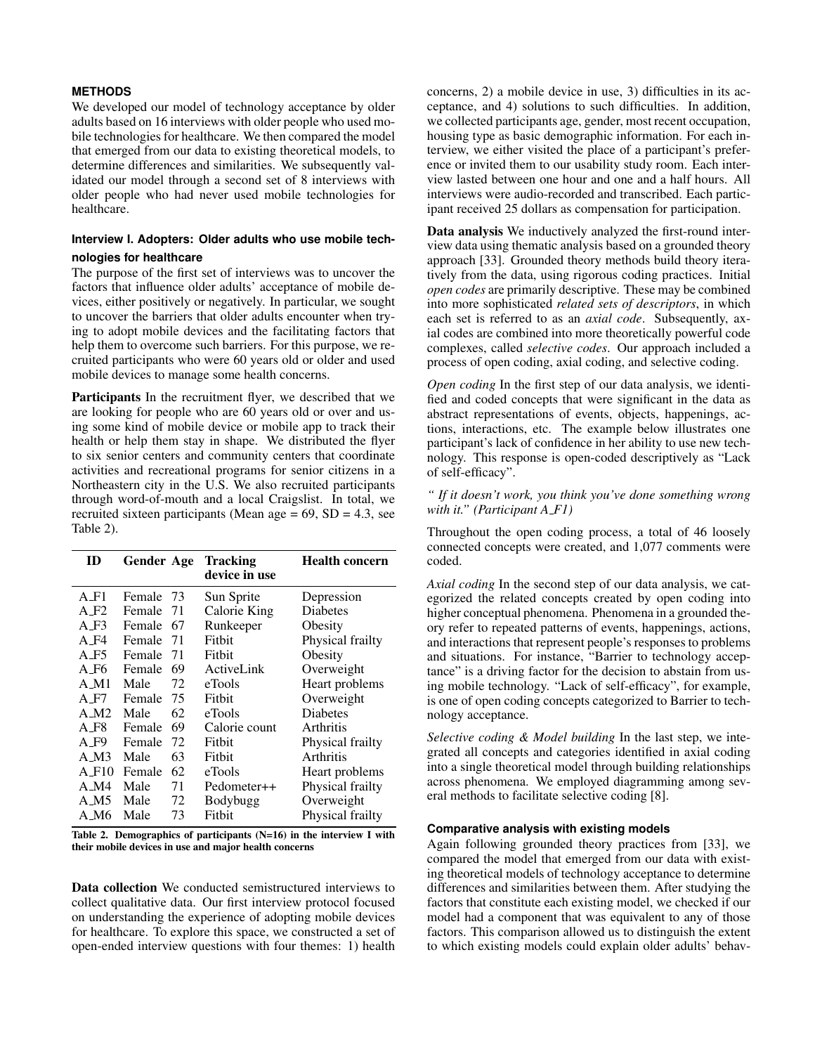## METHODS

We developed our model of technology acceptance by older adults based on 16 interviews with older people who used mobile technologies for healthcare. We then compared the model that emerged from our data to existing theoretical models, to determine differences and similarities. We subsequently validated our model through a second set of 8 interviews with older people who had never used mobile technologies for healthcare.

### Interview I. Adopters: Older adults who use mobile technologies for healthcare

The purpose of the first set of interviews was to uncover the factors that influence older adults' acceptance of mobile devices, either positively or negatively. In particular, we sought to uncover the barriers that older adults encounter when trying to adopt mobile devices and the facilitating factors that help them to overcome such barriers. For this purpose, we recruited participants who were 60 years old or older and used mobile devices to manage some health concerns.

**Participants** In the recruitment flyer, we described that we are looking for people who are 60 years old or over and using some kind of mobile device or mobile app to track their health or help them stay in shape. We distributed the flyer to six senior centers and community centers that coordinate activities and recreational programs for senior citizens in a Northeastern city in the U.S. We also recruited participants through word-of-mouth and a local Craigslist. In total, we recruited sixteen participants (Mean age = 69, SD = 4.3, see Table 2).

| ID | Gender | Age | Tracking device in use | Health concern |
|---|---|---|---|---|
| A_F1 | Female | 73 | Sun Sprite | Depression |
| A_F2 | Female | 71 | Calorie King | Diabetes |
| A_F3 | Female | 67 | Runkeeper | Obesity |
| A_F4 | Female | 71 | Fitbit | Physical frailty |
| A_F5 | Female | 71 | Fitbit | Obesity |
| A_F6 | Female | 69 | ActiveLink | Overweight |
| A_M1 | Male | 72 | eTools | Heart problems |
| A_F7 | Female | 75 | Fitbit | Overweight |
| A_M2 | Male | 62 | eTools | Diabetes |
| A_F8 | Female | 69 | Calorie count | Arthritis |
| A_F9 | Female | 72 | Fitbit | Physical frailty |
| A_M3 | Male | 63 | Fitbit | Arthritis |
| A_F10 | Female | 62 | eTools | Heart problems |
| A_M4 | Male | 71 | Pedometer++ | Physical frailty |
| A_M5 | Male | 72 | Bodybugg | Overweight |
| A_M6 | Male | 73 | Fitbit | Physical frailty |

**Table 2. Demographics of participants (N=16) in the interview I with their mobile devices in use and major health concerns**

**Data collection** We conducted semistructured interviews to collect qualitative data. Our first interview protocol focused on understanding the experience of adopting mobile devices for healthcare. To explore this space, we constructed a set of open-ended interview questions with four themes: 1) health concerns, 2) a mobile device in use, 3) difficulties in its acceptance, and 4) solutions to such difficulties. In addition, we collected participants age, gender, most recent occupation, housing type as basic demographic information. For each interview, we either visited the place of a participant's preference or invited them to our usability study room. Each interview lasted between one hour and one and a half hours. All interviews were audio-recorded and transcribed. Each participant received 25 dollars as compensation for participation.

**Data analysis** We inductively analyzed the first-round interview data using thematic analysis based on a grounded theory approach [33]. Grounded theory methods build theory iteratively from the data, using rigorous coding practices. Initial *open codes* are primarily descriptive. These may be combined into more sophisticated *related sets of descriptors*, in which each set is referred to as an *axial code*. Subsequently, axial codes are combined into more theoretically powerful code complexes, called *selective codes*. Our approach included a process of open coding, axial coding, and selective coding.

*Open coding* In the first step of our data analysis, we identified and coded concepts that were significant in the data as abstract representations of events, objects, happenings, actions, interactions, etc. The example below illustrates one participant's lack of confidence in her ability to use new technology. This response is open-coded descriptively as "Lack of self-efficacy".

*" If it doesn't work, you think you've done something wrong with it." (Participant A_F1)*

Throughout the open coding process, a total of 46 loosely connected concepts were created, and 1,077 comments were coded.

*Axial coding* In the second step of our data analysis, we categorized the related concepts created by open coding into higher conceptual phenomena. Phenomena in a grounded theory refer to repeated patterns of events, happenings, actions, and interactions that represent people's responses to problems and situations. For instance, "Barrier to technology acceptance" is a driving factor for the decision to abstain from using mobile technology. "Lack of self-efficacy", for example, is one of open coding concepts categorized to Barrier to technology acceptance.

*Selective coding & Model building* In the last step, we integrated all concepts and categories identified in axial coding into a single theoretical model through building relationships across phenomena. We employed diagramming among several methods to facilitate selective coding [8].

### Comparative analysis with existing models

Again following grounded theory practices from [33], we compared the model that emerged from our data with existing theoretical models of technology acceptance to determine differences and similarities between them. After studying the factors that constitute each existing model, we checked if our model had a component that was equivalent to any of those factors. This comparison allowed us to distinguish the extent to which existing models could explain older adults' behav-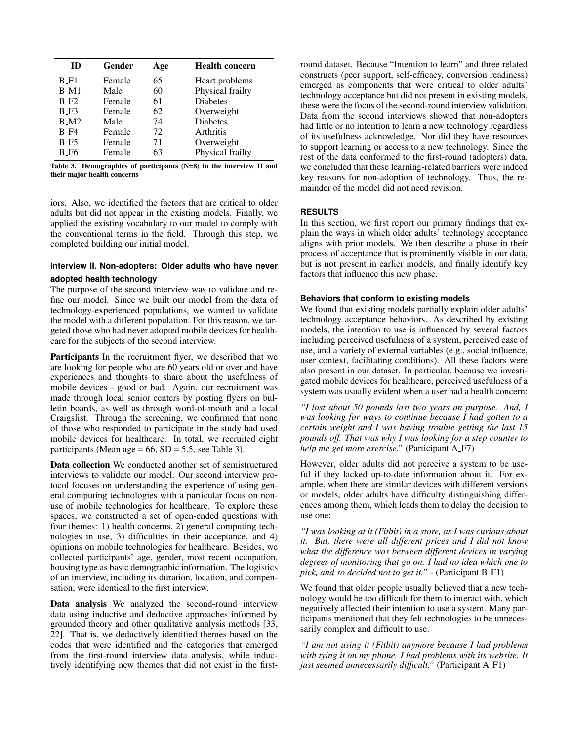| ID | Gender | Age | Health concern |
|---|---|---|---|
| B_F1 | Female | 65 | Heart problems |
| B_M1 | Male | 60 | Physical frailty |
| B_F2 | Female | 61 | Diabetes |
| B_F3 | Female | 62 | Overweight |
| B_M2 | Male | 74 | Diabetes |
| B_F4 | Female | 72 | Arthritis |
| B_F5 | Female | 71 | Overweight |
| B_F6 | Female | 63 | Physical frailty |

**Table 3. Demographics of participants (N=8) in the interview II and their major health concerns**

iors. Also, we identified the factors that are critical to older adults but did not appear in the existing models. Finally, we applied the existing vocabulary to our model to comply with the conventional terms in the field. Through this step, we completed building our initial model.

### Interview II. Non-adopters: Older adults who have never adopted health technology

The purpose of the second interview was to validate and refine our model. Since we built our model from the data of technology-experienced populations, we wanted to validate the model with a different population. For this reason, we targeted those who had never adopted mobile devices for healthcare for the subjects of the second interview.

**Participants** In the recruitment flyer, we described that we are looking for people who are 60 years old or over and have experiences and thoughts to share about the usefulness of mobile devices - good or bad. Again, our recruitment was made through local senior centers by posting flyers on bulletin boards, as well as through word-of-mouth and a local Craigslist. Through the screening, we confirmed that none of those who responded to participate in the study had used mobile devices for healthcare. In total, we recruited eight participants (Mean age = 66, SD = 5.5, see Table 3).

**Data collection** We conducted another set of semistructured interviews to validate our model. Our second interview protocol focuses on understanding the experience of using general computing technologies with a particular focus on non-use of mobile technologies for healthcare. To explore these spaces, we constructed a set of open-ended questions with four themes: 1) health concerns, 2) general computing technologies in use, 3) difficulties in their acceptance, and 4) opinions on mobile technologies for healthcare. Besides, we collected participants' age, gender, most recent occupation, housing type as basic demographic information. The logistics of an interview, including its duration, location, and compensation, were identical to the first interview.

**Data analysis** We analyzed the second-round interview data using inductive and deductive approaches informed by grounded theory and other qualitative analysis methods [33, 22]. That is, we deductively identified themes based on the codes that were identified and the categories that emerged from the first-round interview data analysis, while inductively identifying new themes that did not exist in the first-round dataset. Because "Intention to learn" and three related constructs (peer support, self-efficacy, conversion readiness) emerged as components that were critical to older adults' technology acceptance but did not present in existing models, these were the focus of the second-round interview validation. Data from the second interviews showed that non-adopters had little or no intention to learn a new technology regardless of its usefulness acknowledge. Nor did they have resources to support learning or access to a new technology. Since the rest of the data conformed to the first-round (adopters) data, we concluded that these learning-related barriers were indeed key reasons for non-adoption of technology. Thus, the remainder of the model did not need revision.

## RESULTS

In this section, we first report our primary findings that explain the ways in which older adults' technology acceptance aligns with prior models. We then describe a phase in their process of acceptance that is prominently visible in our data, but is not present in earlier models, and finally identify key factors that influence this new phase.

### Behaviors that conform to existing models

We found that existing models partially explain older adults' technology acceptance behaviors. As described by existing models, the intention to use is influenced by several factors including perceived usefulness of a system, perceived ease of use, and a variety of external variables (e.g., social influence, user context, facilitating conditions). All these factors were also present in our dataset. In particular, because we investigated mobile devices for healthcare, perceived usefulness of a system was usually evident when a user had a health concern:

*"I lost about 50 pounds last two years on purpose. And, I was looking for ways to continue because I had gotten to a certain weight and I was having trouble getting the last 15 pounds off. That was why I was looking for a step counter to help me get more exercise."* (Participant A_F7)

However, older adults did not perceive a system to be useful if they lacked up-to-date information about it. For example, when there are similar devices with different versions or models, older adults have difficulty distinguishing differences among them, which leads them to delay the decision to use one:

*"I was looking at it (Fitbit) in a store, as I was curious about it. But, there were all different prices and I did not know what the difference was between different devices in varying degrees of monitoring that go on. I had no idea which one to pick, and so decided not to get it."* - (Participant B_F1)

We found that older people usually believed that a new technology would be too difficult for them to interact with, which negatively affected their intention to use a system. Many participants mentioned that they felt technologies to be unnecessarily complex and difficult to use.

*"I am not using it (Fitbit) anymore because I had problems with tying it on my phone. I had problems with its website. It just seemed unnecessarily difficult."* (Participant A_F1)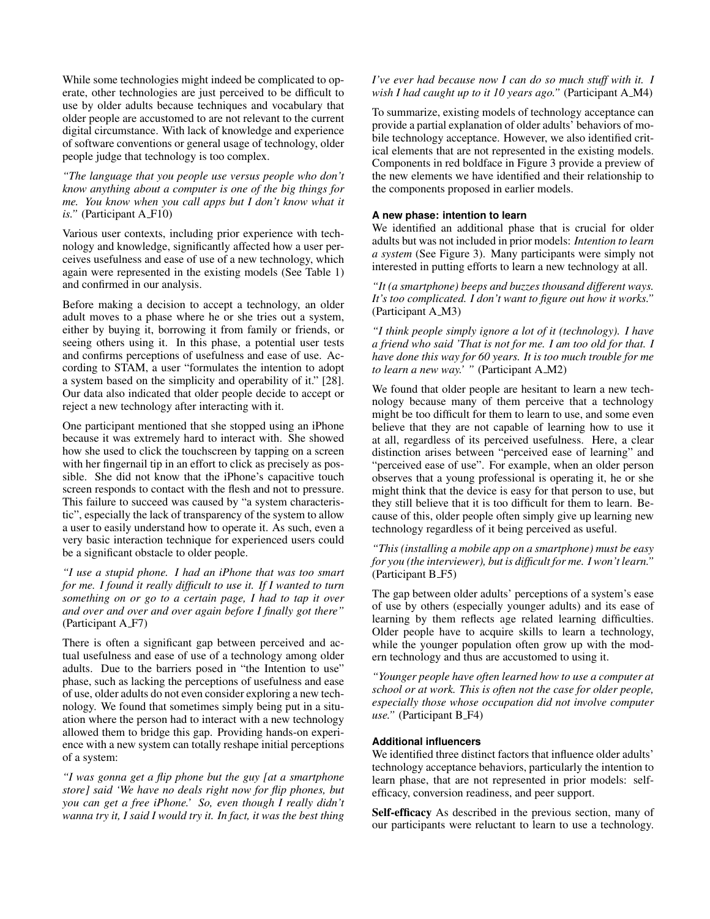While some technologies might indeed be complicated to operate, other technologies are just perceived to be difficult to use by older adults because techniques and vocabulary that older people are accustomed to are not relevant to the current digital circumstance. With lack of knowledge and experience of software conventions or general usage of technology, older people judge that technology is too complex.

*"The language that you people use versus people who don't know anything about a computer is one of the big things for me. You know when you call apps but I don't know what it is."* (Participant A_F10)

Various user contexts, including prior experience with technology and knowledge, significantly affected how a user perceives usefulness and ease of use of a new technology, which again were represented in the existing models (See Table 1) and confirmed in our analysis.

Before making a decision to accept a technology, an older adult moves to a phase where he or she tries out a system, either by buying it, borrowing it from family or friends, or seeing others using it. In this phase, a potential user tests and confirms perceptions of usefulness and ease of use. According to STAM, a user "formulates the intention to adopt a system based on the simplicity and operability of it." [28]. Our data also indicated that older people decide to accept or reject a new technology after interacting with it.

One participant mentioned that she stopped using an iPhone because it was extremely hard to interact with. She showed how she used to click the touchscreen by tapping on a screen with her fingernail tip in an effort to click as precisely as possible. She did not know that the iPhone's capacitive touch screen responds to contact with the flesh and not to pressure. This failure to succeed was caused by "a system characteristic", especially the lack of transparency of the system to allow a user to easily understand how to operate it. As such, even a very basic interaction technique for experienced users could be a significant obstacle to older people.

*"I use a stupid phone. I had an iPhone that was too smart for me. I found it really difficult to use it. If I wanted to turn something on or go to a certain page, I had to tap it over and over and over and over again before I finally got there"* (Participant A_F7)

There is often a significant gap between perceived and actual usefulness and ease of use of a technology among older adults. Due to the barriers posed in "the Intention to use" phase, such as lacking the perceptions of usefulness and ease of use, older adults do not even consider exploring a new technology. We found that sometimes simply being put in a situation where the person had to interact with a new technology allowed them to bridge this gap. Providing hands-on experience with a new system can totally reshape initial perceptions of a system:

*"I was gonna get a flip phone but the guy [at a smartphone store] said 'We have no deals right now for flip phones, but you can get a free iPhone.' So, even though I really didn't wanna try it, I said I would try it. In fact, it was the best thing I've ever had because now I can do so much stuff with it. I wish I had caught up to it 10 years ago."* (Participant A_M4)

To summarize, existing models of technology acceptance can provide a partial explanation of older adults' behaviors of mobile technology acceptance. However, we also identified critical elements that are not represented in the existing models. Components in red boldface in Figure 3 provide a preview of the new elements we have identified and their relationship to the components proposed in earlier models.

#### A new phase: intention to learn

We identified an additional phase that is crucial for older adults but was not included in prior models: *Intention to learn a system* (See Figure 3). Many participants were simply not interested in putting efforts to learn a new technology at all.

*"It (a smartphone) beeps and buzzes thousand different ways. It's too complicated. I don't want to figure out how it works."* (Participant A_M3)

*"I think people simply ignore a lot of it (technology). I have a friend who said 'That is not for me. I am too old for that. I have done this way for 60 years. It is too much trouble for me to learn a new way.' "* (Participant A_M2)

We found that older people are hesitant to learn a new technology because many of them perceive that a technology might be too difficult for them to learn to use, and some even believe that they are not capable of learning how to use it at all, regardless of its perceived usefulness. Here, a clear distinction arises between "perceived ease of learning" and "perceived ease of use". For example, when an older person observes that a young professional is operating it, he or she might think that the device is easy for that person to use, but they still believe that it is too difficult for them to learn. Because of this, older people often simply give up learning new technology regardless of it being perceived as useful.

*"This (installing a mobile app on a smartphone) must be easy for you (the interviewer), but is difficult for me. I won't learn."* (Participant B_F5)

The gap between older adults' perceptions of a system's ease of use by others (especially younger adults) and its ease of learning by them reflects age related learning difficulties. Older people have to acquire skills to learn a technology, while the younger population often grow up with the modern technology and thus are accustomed to using it.

*"Younger people have often learned how to use a computer at school or at work. This is often not the case for older people, especially those whose occupation did not involve computer use."* (Participant B_F4)

#### Additional influencers

We identified three distinct factors that influence older adults' technology acceptance behaviors, particularly the intention to learn phase, that are not represented in prior models: self-efficacy, conversion readiness, and peer support.

**Self-efficacy** As described in the previous section, many of our participants were reluctant to learn to use a technology.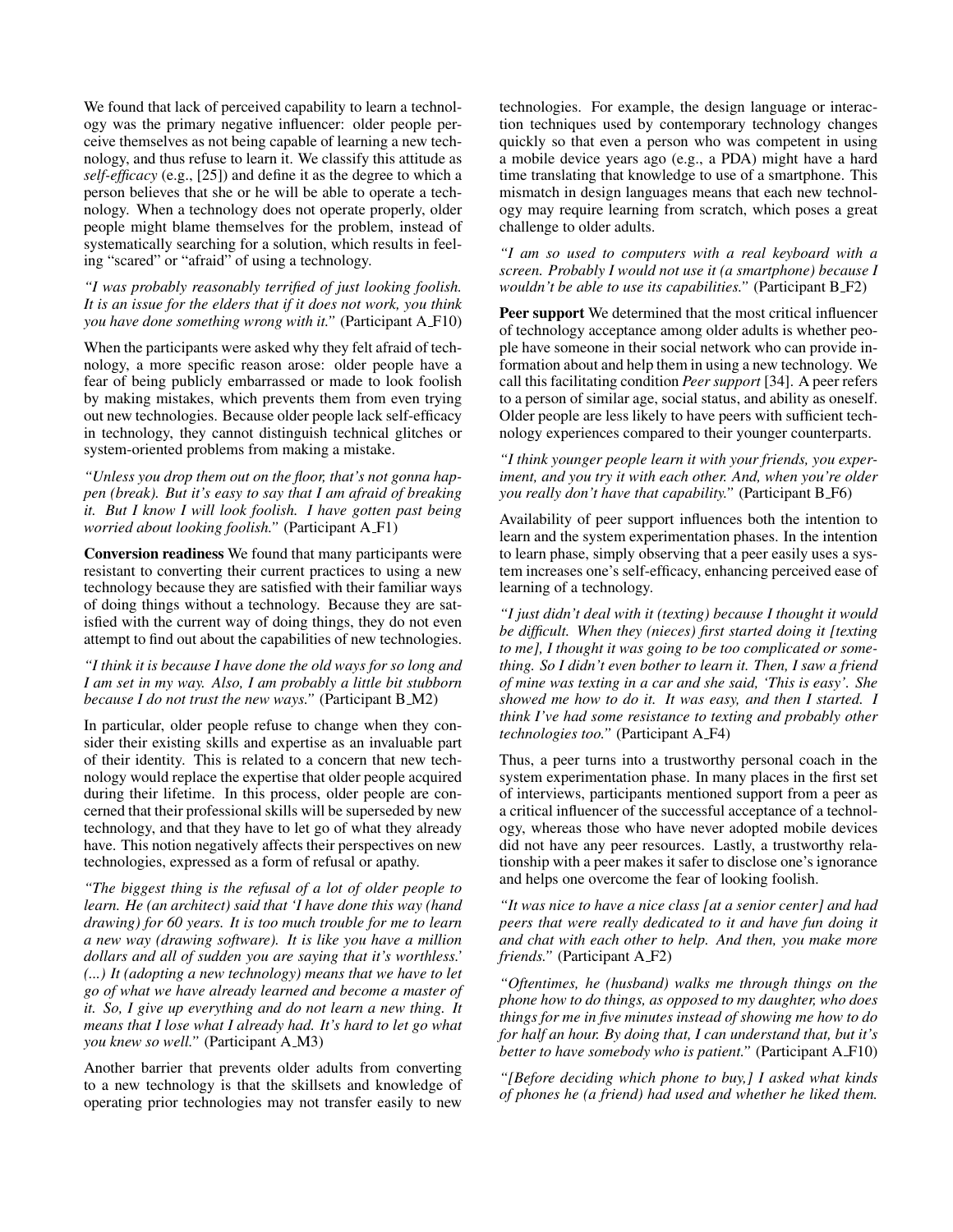We found that lack of perceived capability to learn a technology was the primary negative influencer: older people perceive themselves as not being capable of learning a new technology, and thus refuse to learn it. We classify this attitude as *self-efficacy* (e.g., [25]) and define it as the degree to which a person believes that she or he will be able to operate a technology. When a technology does not operate properly, older people might blame themselves for the problem, instead of systematically searching for a solution, which results in feeling "scared" or "afraid" of using a technology.

*"I was probably reasonably terrified of just looking foolish. It is an issue for the elders that if it does not work, you think you have done something wrong with it."* (Participant A_F10)

When the participants were asked why they felt afraid of technology, a more specific reason arose: older people have a fear of being publicly embarrassed or made to look foolish by making mistakes, which prevents them from even trying out new technologies. Because older people lack self-efficacy in technology, they cannot distinguish technical glitches or system-oriented problems from making a mistake.

*"Unless you drop them out on the floor, that's not gonna happen (break). But it's easy to say that I am afraid of breaking it. But I know I will look foolish. I have gotten past being worried about looking foolish."* (Participant A_F1)

**Conversion readiness** We found that many participants were resistant to converting their current practices to using a new technology because they are satisfied with their familiar ways of doing things without a technology. Because they are satisfied with the current way of doing things, they do not even attempt to find out about the capabilities of new technologies.

*"I think it is because I have done the old ways for so long and I am set in my way. Also, I am probably a little bit stubborn because I do not trust the new ways."* (Participant B_M2)

In particular, older people refuse to change when they consider their existing skills and expertise as an invaluable part of their identity. This is related to a concern that new technology would replace the expertise that older people acquired during their lifetime. In this process, older people are concerned that their professional skills will be superseded by new technology, and that they have to let go of what they already have. This notion negatively affects their perspectives on new technologies, expressed as a form of refusal or apathy.

*"The biggest thing is the refusal of a lot of older people to learn. He (an architect) said that 'I have done this way (hand drawing) for 60 years. It is too much trouble for me to learn a new way (drawing software). It is like you have a million dollars and all of sudden you are saying that it's worthless.' (...) It (adopting a new technology) means that we have to let go of what we have already learned and become a master of it. So, I give up everything and do not learn a new thing. It means that I lose what I already had. It's hard to let go what you knew so well."* (Participant A_M3)

Another barrier that prevents older adults from converting to a new technology is that the skillsets and knowledge of operating prior technologies may not transfer easily to new technologies. For example, the design language or interaction techniques used by contemporary technology changes quickly so that even a person who was competent in using a mobile device years ago (e.g., a PDA) might have a hard time translating that knowledge to use of a smartphone. This mismatch in design languages means that each new technology may require learning from scratch, which poses a great challenge to older adults.

*"I am so used to computers with a real keyboard with a screen. Probably I would not use it (a smartphone) because I wouldn't be able to use its capabilities."* (Participant B_F2)

**Peer support** We determined that the most critical influencer of technology acceptance among older adults is whether people have someone in their social network who can provide information about and help them in using a new technology. We call this facilitating condition *Peer support* [34]. A peer refers to a person of similar age, social status, and ability as oneself. Older people are less likely to have peers with sufficient technology experiences compared to their younger counterparts.

*"I think younger people learn it with your friends, you experiment, and you try it with each other. And, when you're older you really don't have that capability."* (Participant B_F6)

Availability of peer support influences both the intention to learn and the system experimentation phases. In the intention to learn phase, simply observing that a peer easily uses a system increases one's self-efficacy, enhancing perceived ease of learning of a technology.

*"I just didn't deal with it (texting) because I thought it would be difficult. When they (nieces) first started doing it [texting to me], I thought it was going to be too complicated or something. So I didn't even bother to learn it. Then, I saw a friend of mine was texting in a car and she said, 'This is easy'. She showed me how to do it. It was easy, and then I started. I think I've had some resistance to texting and probably other technologies too."* (Participant A_F4)

Thus, a peer turns into a trustworthy personal coach in the system experimentation phase. In many places in the first set of interviews, participants mentioned support from a peer as a critical influencer of the successful acceptance of a technology, whereas those who have never adopted mobile devices did not have any peer resources. Lastly, a trustworthy relationship with a peer makes it safer to disclose one's ignorance and helps one overcome the fear of looking foolish.

*"It was nice to have a nice class [at a senior center] and had peers that were really dedicated to it and have fun doing it and chat with each other to help. And then, you make more friends."* (Participant A_F2)

*"Oftentimes, he (husband) walks me through things on the phone how to do things, as opposed to my daughter, who does things for me in five minutes instead of showing me how to do for half an hour. By doing that, I can understand that, but it's better to have somebody who is patient."* (Participant A_F10)

*"[Before deciding which phone to buy,] I asked what kinds of phones he (a friend) had used and whether he liked them.*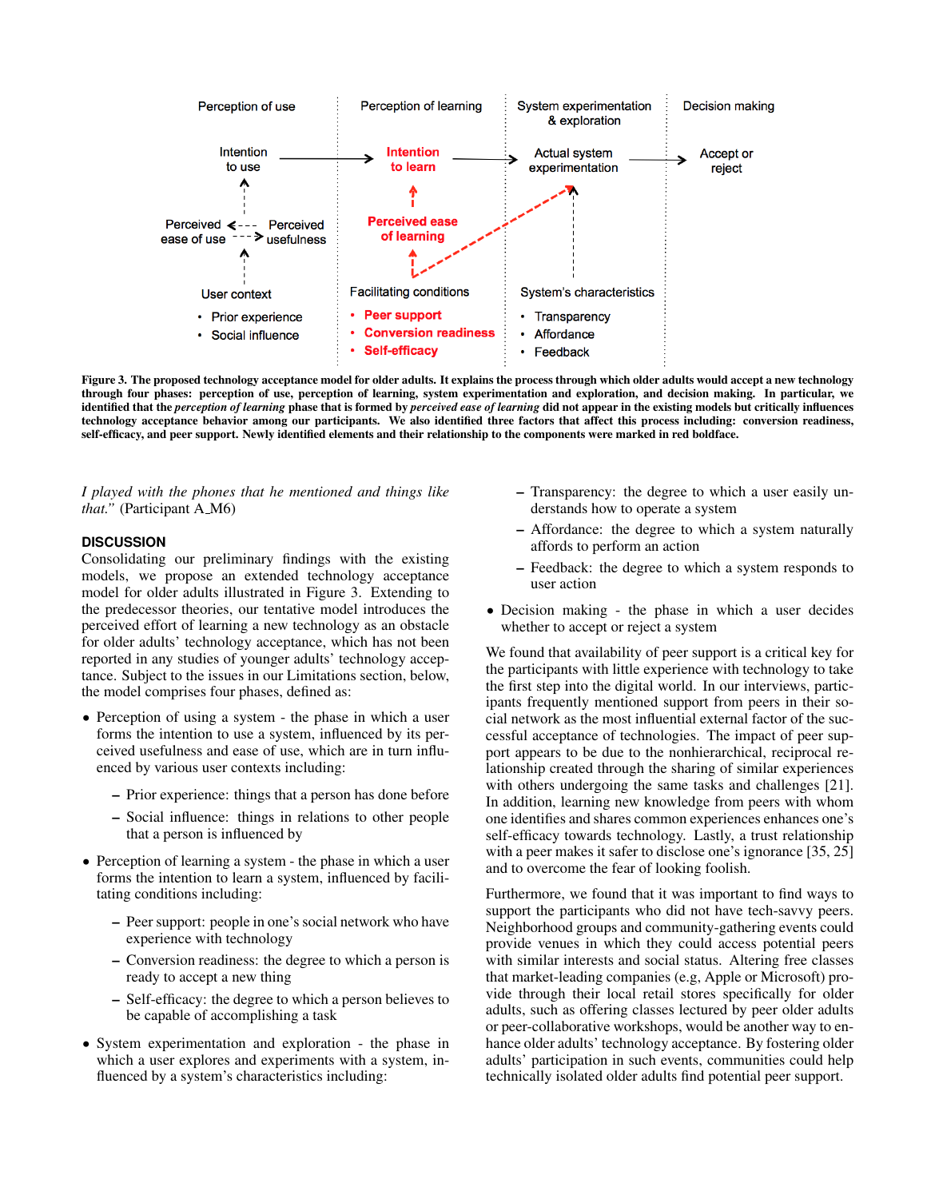Perception of use

Intention to use

Perceived ease of use

Perceived usefulness

User context

- Prior experience
- Social influence

Perception of learning

**Intention to learn**

**Perceived ease of learning**

Facilitating conditions

- **Peer support**
- **Conversion readiness**
- **Self-efficacy**

System experimentation & exploration

Actual system experimentation

System's characteristics

- Transparency
- Affordance
- Feedback

Decision making

Accept or reject

**Figure 3. The proposed technology acceptance model for older adults. It explains the process through which older adults would accept a new technology through four phases: perception of use, perception of learning, system experimentation and exploration, and decision making. In particular, we identified that the *perception of learning* phase that is formed by *perceived ease of learning* did not appear in the existing models but critically influences technology acceptance behavior among our participants. We also identified three factors that affect this process including: conversion readiness, self-efficacy, and peer support. Newly identified elements and their relationship to the components were marked in red boldface.**

*I played with the phones that he mentioned and things like that."* (Participant A_M6)

## DISCUSSION

Consolidating our preliminary findings with the existing models, we propose an extended technology acceptance model for older adults illustrated in Figure 3. Extending to the predecessor theories, our tentative model introduces the perceived effort of learning a new technology as an obstacle for older adults' technology acceptance, which has not been reported in any studies of younger adults' technology acceptance. Subject to the issues in our Limitations section, below, the model comprises four phases, defined as:

- Perception of using a system - the phase in which a user forms the intention to use a system, influenced by its perceived usefulness and ease of use, which are in turn influenced by various user contexts including:
  - Prior experience: things that a person has done before
  - Social influence: things in relations to other people that a person is influenced by
- Perception of learning a system - the phase in which a user forms the intention to learn a system, influenced by facilitating conditions including:
  - Peer support: people in one's social network who have experience with technology
  - Conversion readiness: the degree to which a person is ready to accept a new thing
  - Self-efficacy: the degree to which a person believes to be capable of accomplishing a task
- System experimentation and exploration - the phase in which a user explores and experiments with a system, influenced by a system's characteristics including:
  - Transparency: the degree to which a user easily understands how to operate a system
  - Affordance: the degree to which a system naturally affords to perform an action
  - Feedback: the degree to which a system responds to user action
- Decision making - the phase in which a user decides whether to accept or reject a system

We found that availability of peer support is a critical key for the participants with little experience with technology to take the first step into the digital world. In our interviews, participants frequently mentioned support from peers in their social network as the most influential external factor of the successful acceptance of technologies. The impact of peer support appears to be due to the nonhierarchical, reciprocal relationship created through the sharing of similar experiences with others undergoing the same tasks and challenges [21]. In addition, learning new knowledge from peers with whom one identifies and shares common experiences enhances one's self-efficacy towards technology. Lastly, a trust relationship with a peer makes it safer to disclose one's ignorance [35, 25] and to overcome the fear of looking foolish.

Furthermore, we found that it was important to find ways to support the participants who did not have tech-savvy peers. Neighborhood groups and community-gathering events could provide venues in which they could access potential peers with similar interests and social status. Altering free classes that market-leading companies (e.g, Apple or Microsoft) provide through their local retail stores specifically for older adults, such as offering classes lectured by peer older adults or peer-collaborative workshops, would be another way to enhance older adults' technology acceptance. By fostering older adults' participation in such events, communities could help technically isolated older adults find potential peer support.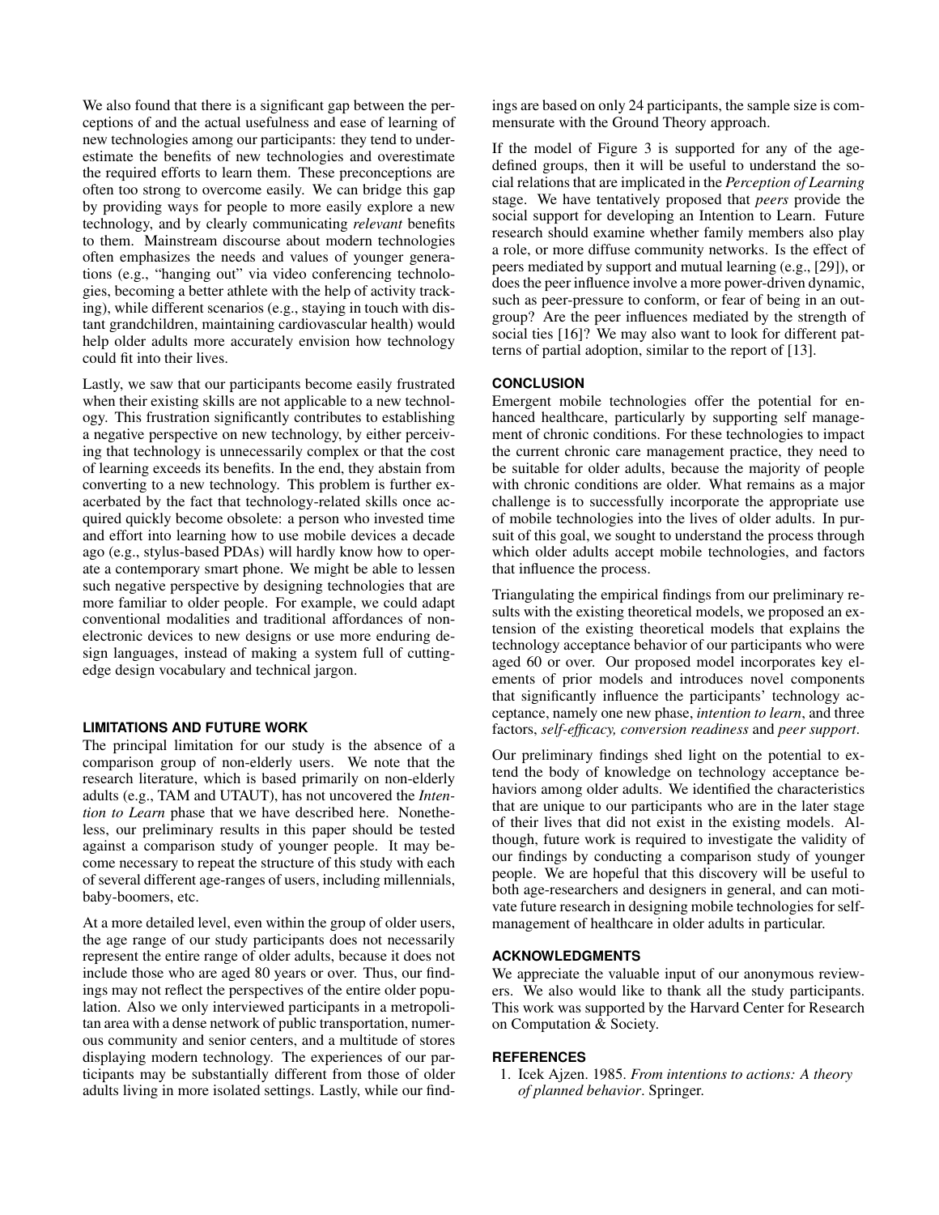We also found that there is a significant gap between the perceptions of and the actual usefulness and ease of learning of new technologies among our participants: they tend to underestimate the benefits of new technologies and overestimate the required efforts to learn them. These preconceptions are often too strong to overcome easily. We can bridge this gap by providing ways for people to more easily explore a new technology, and by clearly communicating *relevant* benefits to them. Mainstream discourse about modern technologies often emphasizes the needs and values of younger generations (e.g., "hanging out" via video conferencing technologies, becoming a better athlete with the help of activity tracking), while different scenarios (e.g., staying in touch with distant grandchildren, maintaining cardiovascular health) would help older adults more accurately envision how technology could fit into their lives.

Lastly, we saw that our participants become easily frustrated when their existing skills are not applicable to a new technology. This frustration significantly contributes to establishing a negative perspective on new technology, by either perceiving that technology is unnecessarily complex or that the cost of learning exceeds its benefits. In the end, they abstain from converting to a new technology. This problem is further exacerbated by the fact that technology-related skills once acquired quickly become obsolete: a person who invested time and effort into learning how to use mobile devices a decade ago (e.g., stylus-based PDAs) will hardly know how to operate a contemporary smart phone. We might be able to lessen such negative perspective by designing technologies that are more familiar to older people. For example, we could adapt conventional modalities and traditional affordances of non-electronic devices to new designs or use more enduring design languages, instead of making a system full of cutting-edge design vocabulary and technical jargon.

## LIMITATIONS AND FUTURE WORK

The principal limitation for our study is the absence of a comparison group of non-elderly users. We note that the research literature, which is based primarily on non-elderly adults (e.g., TAM and UTAUT), has not uncovered the *Intention to Learn* phase that we have described here. Nonetheless, our preliminary results in this paper should be tested against a comparison study of younger people. It may become necessary to repeat the structure of this study with each of several different age-ranges of users, including millennials, baby-boomers, etc.

At a more detailed level, even within the group of older users, the age range of our study participants does not necessarily represent the entire range of older adults, because it does not include those who are aged 80 years or over. Thus, our findings may not reflect the perspectives of the entire older population. Also we only interviewed participants in a metropolitan area with a dense network of public transportation, numerous community and senior centers, and a multitude of stores displaying modern technology. The experiences of our participants may be substantially different from those of older adults living in more isolated settings. Lastly, while our findings are based on only 24 participants, the sample size is commensurate with the Ground Theory approach.

If the model of Figure 3 is supported for any of the age-defined groups, then it will be useful to understand the social relations that are implicated in the *Perception of Learning* stage. We have tentatively proposed that *peers* provide the social support for developing an Intention to Learn. Future research should examine whether family members also play a role, or more diffuse community networks. Is the effect of peers mediated by support and mutual learning (e.g., [29]), or does the peer influence involve a more power-driven dynamic, such as peer-pressure to conform, or fear of being in an out-group? Are the peer influences mediated by the strength of social ties [16]? We may also want to look for different patterns of partial adoption, similar to the report of [13].

## CONCLUSION

Emergent mobile technologies offer the potential for enhanced healthcare, particularly by supporting self management of chronic conditions. For these technologies to impact the current chronic care management practice, they need to be suitable for older adults, because the majority of people with chronic conditions are older. What remains as a major challenge is to successfully incorporate the appropriate use of mobile technologies into the lives of older adults. In pursuit of this goal, we sought to understand the process through which older adults accept mobile technologies, and factors that influence the process.

Triangulating the empirical findings from our preliminary results with the existing theoretical models, we proposed an extension of the existing theoretical models that explains the technology acceptance behavior of our participants who were aged 60 or over. Our proposed model incorporates key elements of prior models and introduces novel components that significantly influence the participants' technology acceptance, namely one new phase, *intention to learn*, and three factors, *self-efficacy, conversion readiness* and *peer support*.

Our preliminary findings shed light on the potential to extend the body of knowledge on technology acceptance behaviors among older adults. We identified the characteristics that are unique to our participants who are in the later stage of their lives that did not exist in the existing models. Although, future work is required to investigate the validity of our findings by conducting a comparison study of younger people. We are hopeful that this discovery will be useful to both age-researchers and designers in general, and can motivate future research in designing mobile technologies for self-management of healthcare in older adults in particular.

## ACKNOWLEDGMENTS

We appreciate the valuable input of our anonymous reviewers. We also would like to thank all the study participants. This work was supported by the Harvard Center for Research on Computation & Society.

## REFERENCES

1. Icek Ajzen. 1985. *From intentions to actions: A theory of planned behavior*. Springer.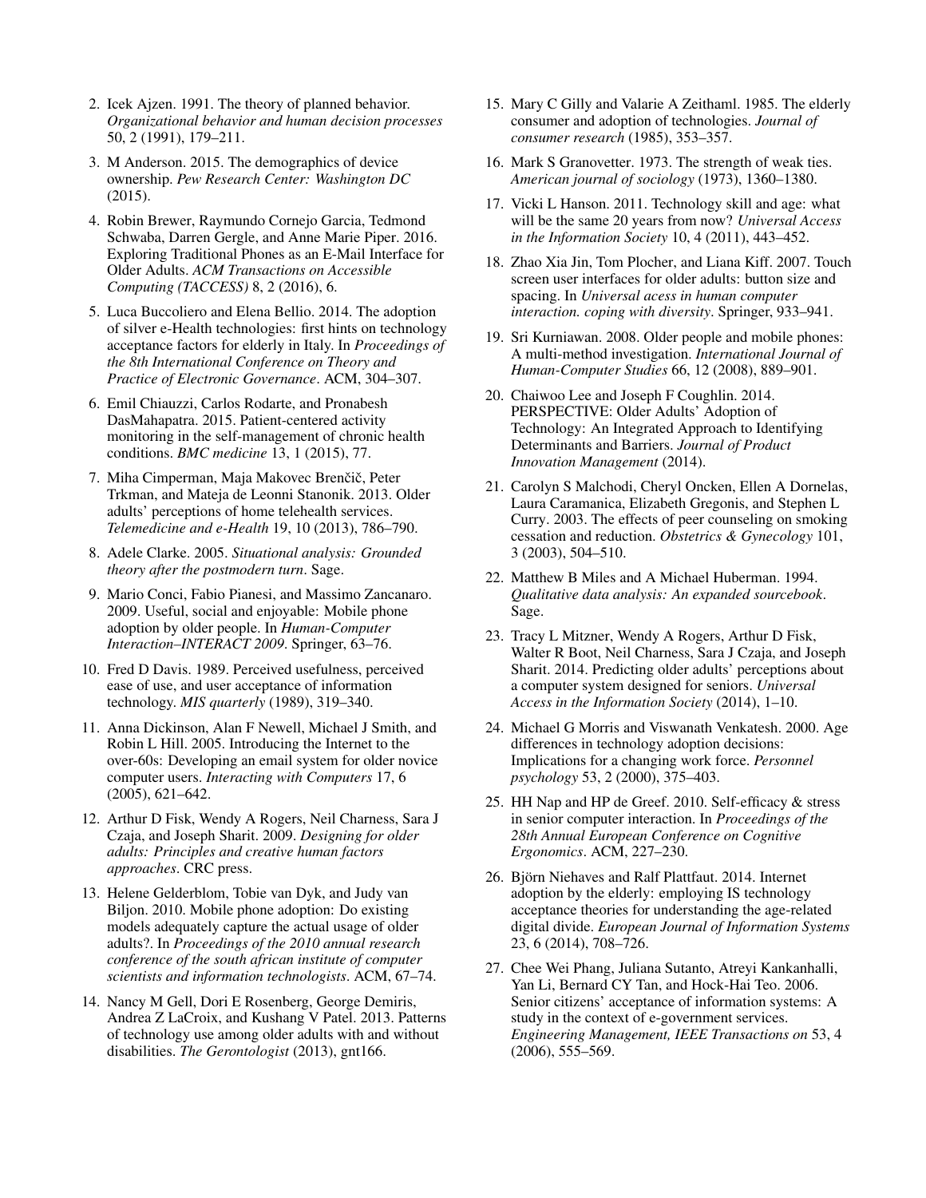2. Icek Ajzen. 1991. The theory of planned behavior. *Organizational behavior and human decision processes* 50, 2 (1991), 179–211.

3. M Anderson. 2015. The demographics of device ownership. *Pew Research Center: Washington DC* (2015).

4. Robin Brewer, Raymundo Cornejo Garcia, Tedmond Schwaba, Darren Gergle, and Anne Marie Piper. 2016. Exploring Traditional Phones as an E-Mail Interface for Older Adults. *ACM Transactions on Accessible Computing (TACCESS)* 8, 2 (2016), 6.

5. Luca Buccoliero and Elena Bellio. 2014. The adoption of silver e-Health technologies: first hints on technology acceptance factors for elderly in Italy. In *Proceedings of the 8th International Conference on Theory and Practice of Electronic Governance*. ACM, 304–307.

6. Emil Chiauzzi, Carlos Rodarte, and Pronabesh DasMahapatra. 2015. Patient-centered activity monitoring in the self-management of chronic health conditions. *BMC medicine* 13, 1 (2015), 77.

7. Miha Cimperman, Maja Makovec Brenčič, Peter Trkman, and Mateja de Leonni Stanonik. 2013. Older adults' perceptions of home telehealth services. *Telemedicine and e-Health* 19, 10 (2013), 786–790.

8. Adele Clarke. 2005. *Situational analysis: Grounded theory after the postmodern turn*. Sage.

9. Mario Conci, Fabio Pianesi, and Massimo Zancanaro. 2009. Useful, social and enjoyable: Mobile phone adoption by older people. In *Human-Computer Interaction–INTERACT 2009*. Springer, 63–76.

10. Fred D Davis. 1989. Perceived usefulness, perceived ease of use, and user acceptance of information technology. *MIS quarterly* (1989), 319–340.

11. Anna Dickinson, Alan F Newell, Michael J Smith, and Robin L Hill. 2005. Introducing the Internet to the over-60s: Developing an email system for older novice computer users. *Interacting with Computers* 17, 6 (2005), 621–642.

12. Arthur D Fisk, Wendy A Rogers, Neil Charness, Sara J Czaja, and Joseph Sharit. 2009. *Designing for older adults: Principles and creative human factors approaches*. CRC press.

13. Helene Gelderblom, Tobie van Dyk, and Judy van Biljon. 2010. Mobile phone adoption: Do existing models adequately capture the actual usage of older adults?. In *Proceedings of the 2010 annual research conference of the south african institute of computer scientists and information technologists*. ACM, 67–74.

14. Nancy M Gell, Dori E Rosenberg, George Demiris, Andrea Z LaCroix, and Kushang V Patel. 2013. Patterns of technology use among older adults with and without disabilities. *The Gerontologist* (2013), gnt166.

15. Mary C Gilly and Valarie A Zeithaml. 1985. The elderly consumer and adoption of technologies. *Journal of consumer research* (1985), 353–357.

16. Mark S Granovetter. 1973. The strength of weak ties. *American journal of sociology* (1973), 1360–1380.

17. Vicki L Hanson. 2011. Technology skill and age: what will be the same 20 years from now? *Universal Access in the Information Society* 10, 4 (2011), 443–452.

18. Zhao Xia Jin, Tom Plocher, and Liana Kiff. 2007. Touch screen user interfaces for older adults: button size and spacing. In *Universal acess in human computer interaction. coping with diversity*. Springer, 933–941.

19. Sri Kurniawan. 2008. Older people and mobile phones: A multi-method investigation. *International Journal of Human-Computer Studies* 66, 12 (2008), 889–901.

20. Chaiwoo Lee and Joseph F Coughlin. 2014. PERSPECTIVE: Older Adults' Adoption of Technology: An Integrated Approach to Identifying Determinants and Barriers. *Journal of Product Innovation Management* (2014).

21. Carolyn S Malchodi, Cheryl Oncken, Ellen A Dornelas, Laura Caramanica, Elizabeth Gregonis, and Stephen L Curry. 2003. The effects of peer counseling on smoking cessation and reduction. *Obstetrics & Gynecology* 101, 3 (2003), 504–510.

22. Matthew B Miles and A Michael Huberman. 1994. *Qualitative data analysis: An expanded sourcebook*. Sage.

23. Tracy L Mitzner, Wendy A Rogers, Arthur D Fisk, Walter R Boot, Neil Charness, Sara J Czaja, and Joseph Sharit. 2014. Predicting older adults' perceptions about a computer system designed for seniors. *Universal Access in the Information Society* (2014), 1–10.

24. Michael G Morris and Viswanath Venkatesh. 2000. Age differences in technology adoption decisions: Implications for a changing work force. *Personnel psychology* 53, 2 (2000), 375–403.

25. HH Nap and HP de Greef. 2010. Self-efficacy & stress in senior computer interaction. In *Proceedings of the 28th Annual European Conference on Cognitive Ergonomics*. ACM, 227–230.

26. Björn Niehaves and Ralf Plattfaut. 2014. Internet adoption by the elderly: employing IS technology acceptance theories for understanding the age-related digital divide. *European Journal of Information Systems* 23, 6 (2014), 708–726.

27. Chee Wei Phang, Juliana Sutanto, Atreyi Kankanhalli, Yan Li, Bernard CY Tan, and Hock-Hai Teo. 2006. Senior citizens' acceptance of information systems: A study in the context of e-government services. *Engineering Management, IEEE Transactions on* 53, 4 (2006), 555–569.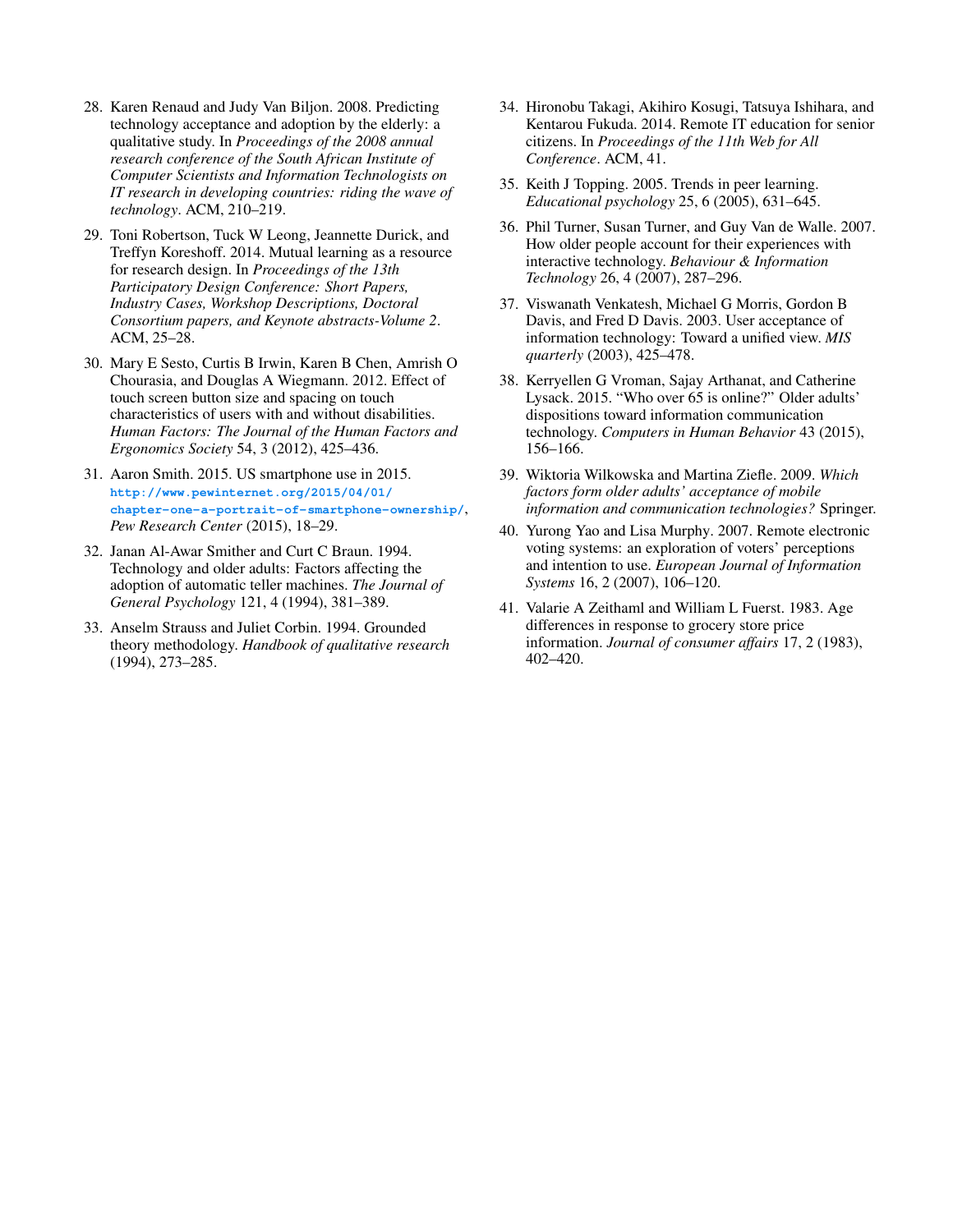28. Karen Renaud and Judy Van Biljon. 2008. Predicting technology acceptance and adoption by the elderly: a qualitative study. In *Proceedings of the 2008 annual research conference of the South African Institute of Computer Scientists and Information Technologists on IT research in developing countries: riding the wave of technology*. ACM, 210–219.

29. Toni Robertson, Tuck W Leong, Jeannette Durick, and Treffyn Koreshoff. 2014. Mutual learning as a resource for research design. In *Proceedings of the 13th Participatory Design Conference: Short Papers, Industry Cases, Workshop Descriptions, Doctoral Consortium papers, and Keynote abstracts-Volume 2*. ACM, 25–28.

30. Mary E Sesto, Curtis B Irwin, Karen B Chen, Amrish O Chourasia, and Douglas A Wiegmann. 2012. Effect of touch screen button size and spacing on touch characteristics of users with and without disabilities. *Human Factors: The Journal of the Human Factors and Ergonomics Society* 54, 3 (2012), 425–436.

31. Aaron Smith. 2015. US smartphone use in 2015. http://www.pewinternet.org/2015/04/01/chapter-one-a-portrait-of-smartphone-ownership/, *Pew Research Center* (2015), 18–29.

32. Janan Al-Awar Smither and Curt C Braun. 1994. Technology and older adults: Factors affecting the adoption of automatic teller machines. *The Journal of General Psychology* 121, 4 (1994), 381–389.

33. Anselm Strauss and Juliet Corbin. 1994. Grounded theory methodology. *Handbook of qualitative research* (1994), 273–285.

34. Hironobu Takagi, Akihiro Kosugi, Tatsuya Ishihara, and Kentarou Fukuda. 2014. Remote IT education for senior citizens. In *Proceedings of the 11th Web for All Conference*. ACM, 41.

35. Keith J Topping. 2005. Trends in peer learning. *Educational psychology* 25, 6 (2005), 631–645.

36. Phil Turner, Susan Turner, and Guy Van de Walle. 2007. How older people account for their experiences with interactive technology. *Behaviour & Information Technology* 26, 4 (2007), 287–296.

37. Viswanath Venkatesh, Michael G Morris, Gordon B Davis, and Fred D Davis. 2003. User acceptance of information technology: Toward a unified view. *MIS quarterly* (2003), 425–478.

38. Kerryellen G Vroman, Sajay Arthanat, and Catherine Lysack. 2015. "Who over 65 is online?" Older adults' dispositions toward information communication technology. *Computers in Human Behavior* 43 (2015), 156–166.

39. Wiktoria Wilkowska and Martina Ziefle. 2009. *Which factors form older adults' acceptance of mobile information and communication technologies?* Springer.

40. Yurong Yao and Lisa Murphy. 2007. Remote electronic voting systems: an exploration of voters' perceptions and intention to use. *European Journal of Information Systems* 16, 2 (2007), 106–120.

41. Valarie A Zeithaml and William L Fuerst. 1983. Age differences in response to grocery store price information. *Journal of consumer affairs* 17, 2 (1983), 402–420.